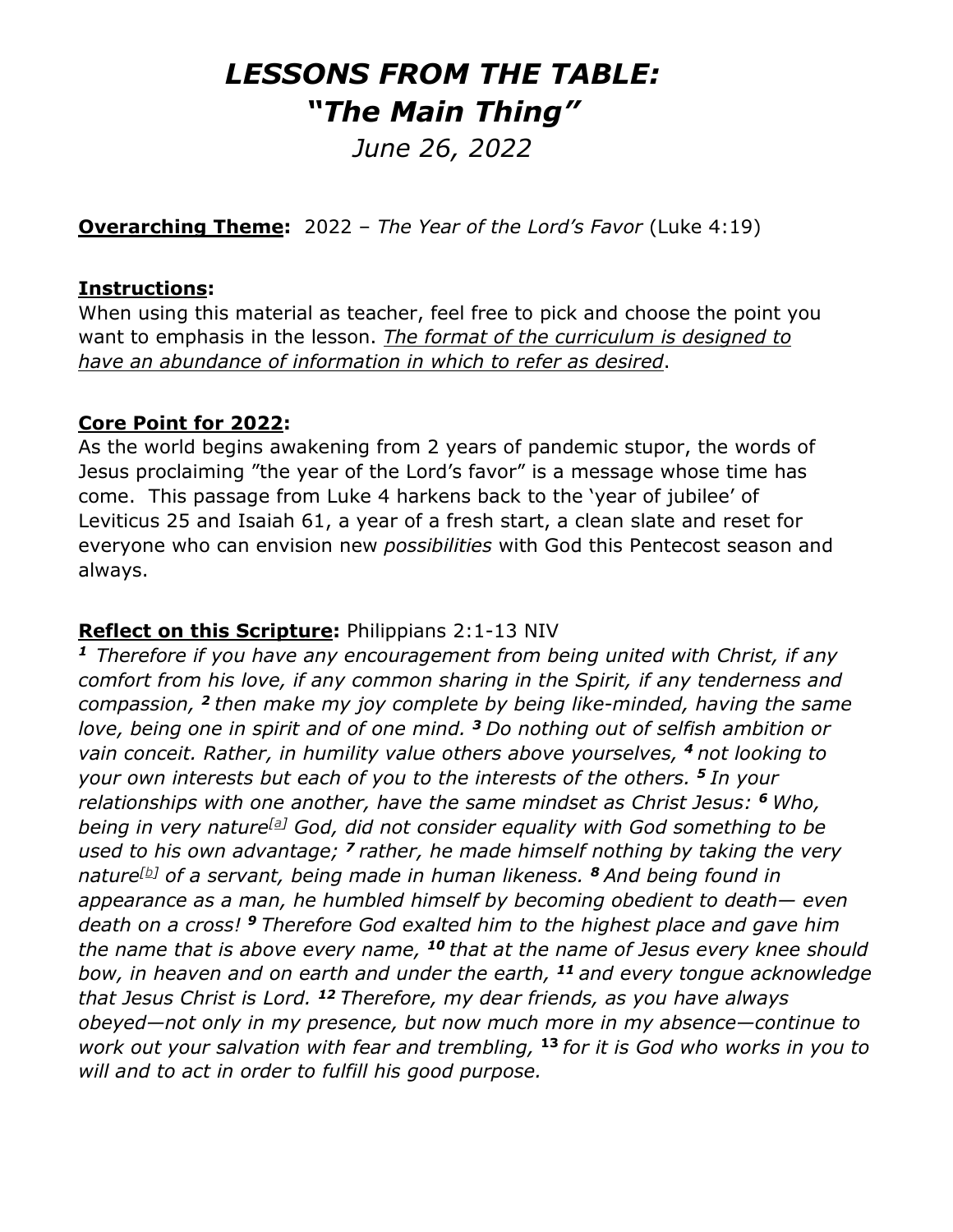# *LESSONS FROM THE TABLE:*
# *"The Main Thing"*

*June 26, 2022*

**Overarching Theme:** 2022 – *The Year of the Lord's Favor* (Luke 4:19)

**Instructions:**
When using this material as teacher, feel free to pick and choose the point you want to emphasis in the lesson. *The format of the curriculum is designed to have an abundance of information in which to refer as desired*.

**Core Point for 2022:**
As the world begins awakening from 2 years of pandemic stupor, the words of Jesus proclaiming "the year of the Lord's favor" is a message whose time has come. This passage from Luke 4 harkens back to the 'year of jubilee' of Leviticus 25 and Isaiah 61, a year of a fresh start, a clean slate and reset for everyone who can envision new *possibilities* with God this Pentecost season and always.

**Reflect on this Scripture:** Philippians 2:1-13 NIV
***1*** *Therefore if you have any encouragement from being united with Christ, if any comfort from his love, if any common sharing in the Spirit, if any tenderness and compassion,* ***2*** *then make my joy complete by being like-minded, having the same love, being one in spirit and of one mind.* ***3*** *Do nothing out of selfish ambition or vain conceit. Rather, in humility value others above yourselves,* ***4*** *not looking to your own interests but each of you to the interests of the others.* ***5*** *In your relationships with one another, have the same mindset as Christ Jesus:* ***6*** *Who, being in very nature[a] God, did not consider equality with God something to be used to his own advantage;* ***7*** *rather, he made himself nothing by taking the very nature[b] of a servant, being made in human likeness.* ***8*** *And being found in appearance as a man, he humbled himself by becoming obedient to death— even death on a cross!* ***9*** *Therefore God exalted him to the highest place and gave him the name that is above every name,* ***10*** *that at the name of Jesus every knee should bow, in heaven and on earth and under the earth,* ***11*** *and every tongue acknowledge that Jesus Christ is Lord.* ***12*** *Therefore, my dear friends, as you have always obeyed—not only in my presence, but now much more in my absence—continue to work out your salvation with fear and trembling,* **13** *for it is God who works in you to will and to act in order to fulfill his good purpose.*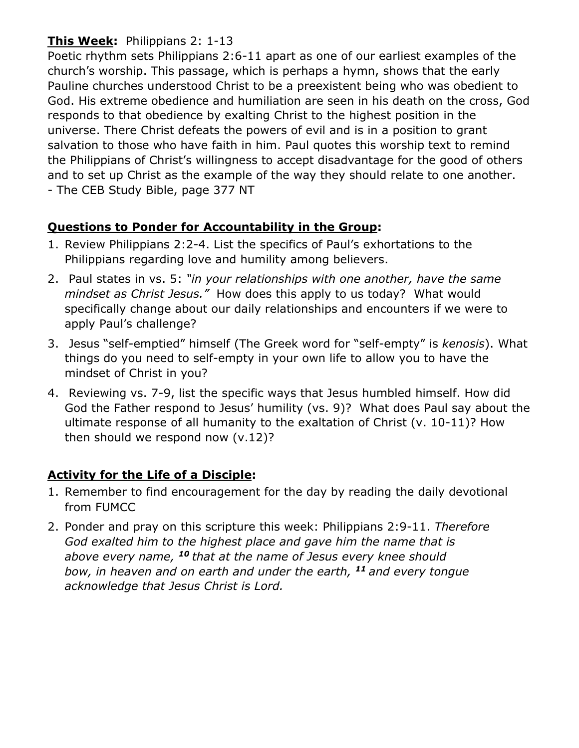**This Week:** Philippians 2: 1-13

Poetic rhythm sets Philippians 2:6-11 apart as one of our earliest examples of the church's worship. This passage, which is perhaps a hymn, shows that the early Pauline churches understood Christ to be a preexistent being who was obedient to God. His extreme obedience and humiliation are seen in his death on the cross, God responds to that obedience by exalting Christ to the highest position in the universe. There Christ defeats the powers of evil and is in a position to grant salvation to those who have faith in him. Paul quotes this worship text to remind the Philippians of Christ's willingness to accept disadvantage for the good of others and to set up Christ as the example of the way they should relate to one another.
- The CEB Study Bible, page 377 NT

**Questions to Ponder for Accountability in the Group:**

1. Review Philippians 2:2-4. List the specifics of Paul's exhortations to the Philippians regarding love and humility among believers.
2. Paul states in vs. 5: *"in your relationships with one another, have the same mindset as Christ Jesus."* How does this apply to us today? What would specifically change about our daily relationships and encounters if we were to apply Paul's challenge?
3. Jesus "self-emptied" himself (The Greek word for "self-empty" is *kenosis*). What things do you need to self-empty in your own life to allow you to have the mindset of Christ in you?
4. Reviewing vs. 7-9, list the specific ways that Jesus humbled himself. How did God the Father respond to Jesus' humility (vs. 9)? What does Paul say about the ultimate response of all humanity to the exaltation of Christ (v. 10-11)? How then should we respond now (v.12)?

**Activity for the Life of a Disciple:**

1. Remember to find encouragement for the day by reading the daily devotional from FUMCC
2. Ponder and pray on this scripture this week: Philippians 2:9-11. *Therefore God exalted him to the highest place and gave him the name that is above every name, **10** that at the name of Jesus every knee should bow, in heaven and on earth and under the earth, **11** and every tongue acknowledge that Jesus Christ is Lord.*